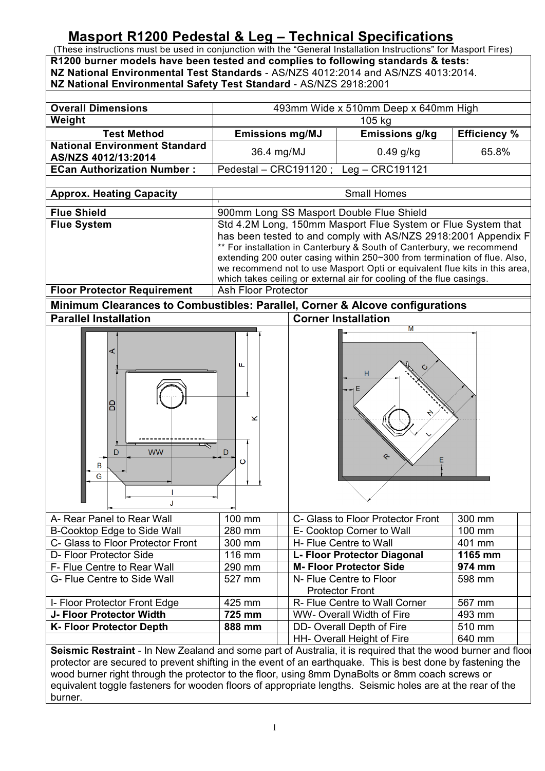# Masport R1200 Pedestal & Leg – Technical Specifications

(These instructions must be used in conjunction with the "General Installation Instructions" for Masport Fires)

**R1200 burner models have been tested and complies to following standards & tests:**
**NZ National Environmental Test Standards** - AS/NZS 4012:2014 and AS/NZS 4013:2014.
**NZ National Environmental Safety Test Standard** - AS/NZS 2918:2001

| | | | |
|---|---|---|---|
| **Overall Dimensions** | 493mm Wide x 510mm Deep x 640mm High | | |
| **Weight** | 105 kg | | |
| **Test Method** | **Emissions mg/MJ** | **Emissions g/kg** | **Efficiency %** |
| **National Environment Standard AS/NZS 4012/13:2014** | 36.4 mg/MJ | 0.49 g/kg | 65.8% |
| **ECan Authorization Number :** | Pedestal – CRC191120 ; Leg – CRC191121 | | |
| **Approx. Heating Capacity** | Small Homes | | |
| **Flue Shield** | 900mm Long SS Masport Double Flue Shield | | |
| **Flue System** | Std 4.2M Long, 150mm Masport Flue System or Flue System that has been tested to and comply with AS/NZS 2918:2001 Appendix F<br>** For installation in Canterbury & South of Canterbury, we recommend extending 200 outer casing within 250~300 from termination of flue. Also, we recommend not to use Masport Opti or equivalent flue kits in this area, which takes ceiling or external air for cooling of the flue casings. | | |
| **Floor Protector Requirement** | Ash Floor Protector | | |

## Minimum Clearances to Combustibles: Parallel, Corner & Alcove configurations

| **Parallel Installation** | | **Corner Installation** | |
|---|---|---|---|
| A- Rear Panel to Rear Wall | 100 mm | C- Glass to Floor Protector Front | 300 mm |
| B-Cooktop Edge to Side Wall | 280 mm | E- Cooktop Corner to Wall | 100 mm |
| C- Glass to Floor Protector Front | 300 mm | H- Flue Centre to Wall | 401 mm |
| D- Floor Protector Side | 116 mm | **L- Floor Protector Diagonal** | **1165 mm** |
| F- Flue Centre to Rear Wall | 290 mm | **M- Floor Protector Side** | **974 mm** |
| G- Flue Centre to Side Wall | 527 mm | N- Flue Centre to Floor Protector Front | 598 mm |
| I- Floor Protector Front Edge | 425 mm | R- Flue Centre to Wall Corner | 567 mm |
| **J- Floor Protector Width** | **725 mm** | WW- Overall Width of Fire | 493 mm |
| **K- Floor Protector Depth** | **888 mm** | DD- Overall Depth of Fire | 510 mm |
| | | HH- Overall Height of Fire | 640 mm |

**Seismic Restraint** - In New Zealand and some part of Australia, it is required that the wood burner and floor protector are secured to prevent shifting in the event of an earthquake. This is best done by fastening the wood burner right through the protector to the floor, using 8mm DynaBolts or 8mm coach screws or equivalent toggle fasteners for wooden floors of appropriate lengths. Seismic holes are at the rear of the burner.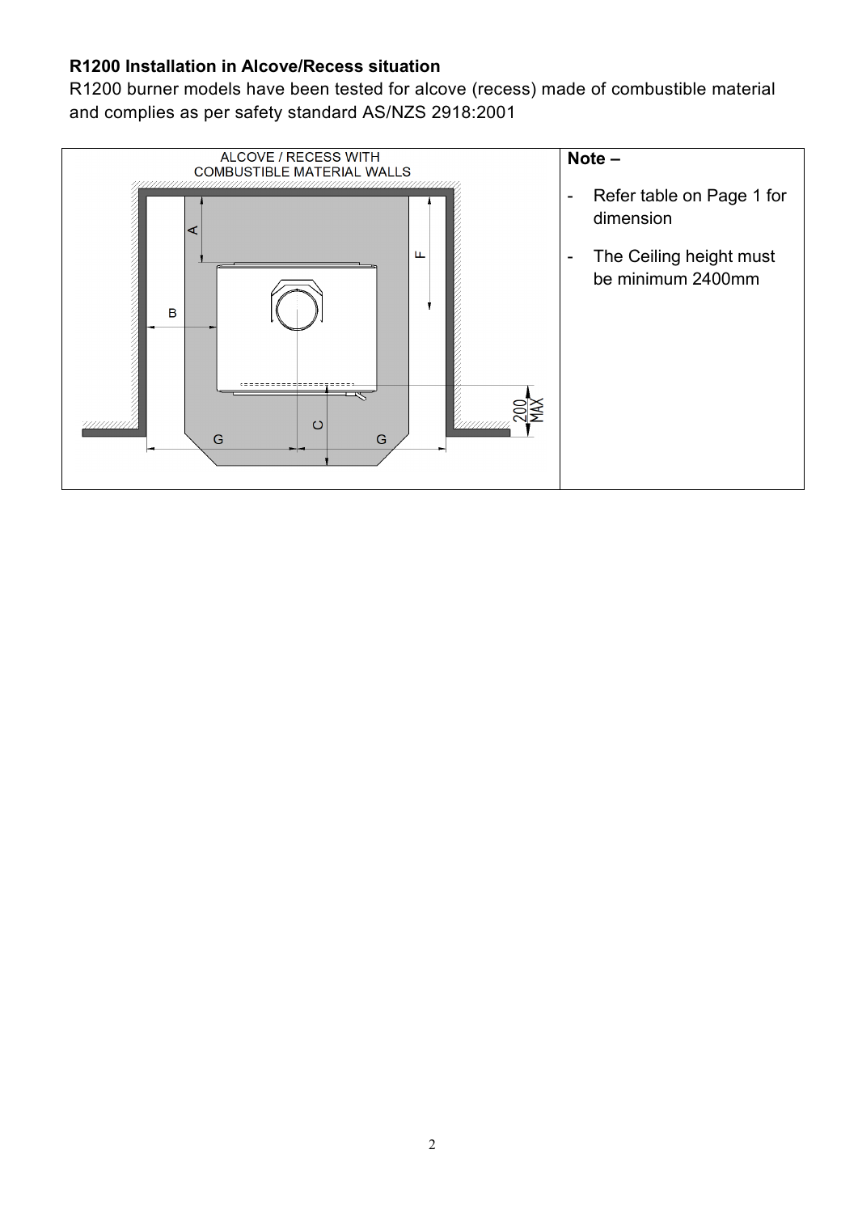**R1200 Installation in Alcove/Recess situation**

R1200 burner models have been tested for alcove (recess) made of combustible material and complies as per safety standard AS/NZS 2918:2001

| ALCOVE / RECESS WITH COMBUSTIBLE MATERIAL WALLS | **Note –**<br>- Refer table on Page 1 for dimension<br>- The Ceiling height must be minimum 2400mm |
|---|---|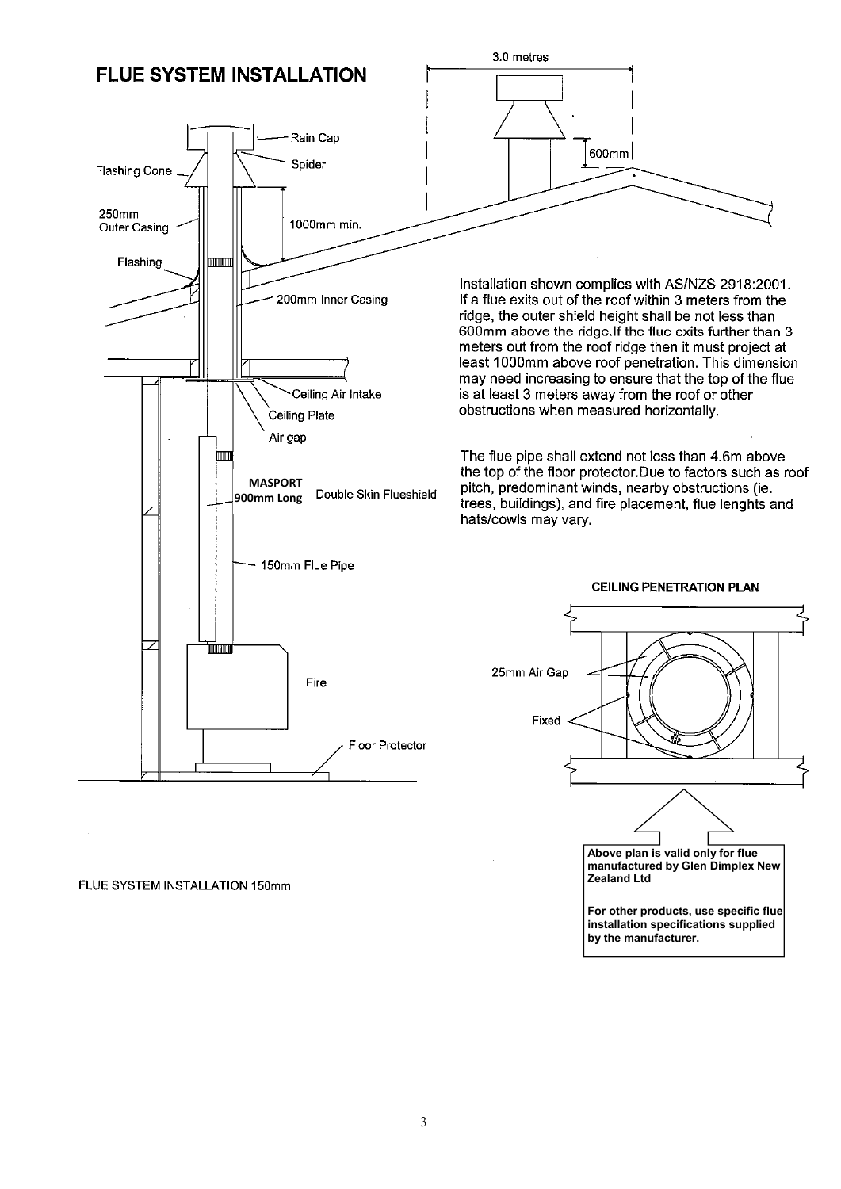# FLUE SYSTEM INSTALLATION

Rain Cap
Spider
Flashing Cone
250mm Outer Casing
1000mm min.
Flashing
200mm Inner Casing
Ceiling Air Intake
Ceiling Plate
Air gap
MASPORT 900mm Long Double Skin Flueshield
150mm Flue Pipe
Fire
Floor Protector

3.0 metres
600mm

Installation shown complies with AS/NZS 2918:2001. If a flue exits out of the roof within 3 meters from the ridge, the outer shield height shall be not less than 600mm above the ridge.If the flue exits further than 3 meters out from the roof ridge then it must project at least 1000mm above roof penetration. This dimension may need increasing to ensure that the top of the flue is at least 3 meters away from the roof or other obstructions when measured horizontally.

The flue pipe shall extend not less than 4.6m above the top of the floor protector.Due to factors such as roof pitch, predominant winds, nearby obstructions (ie. trees, buildings), and fire placement, flue lenghts and hats/cowls may vary.

**CEILING PENETRATION PLAN**

25mm Air Gap
Fixed

**Above plan is valid only for flue manufactured by Glen Dimplex New Zealand Ltd**

**For other products, use specific flue installation specifications supplied by the manufacturer.**

FLUE SYSTEM INSTALLATION 150mm